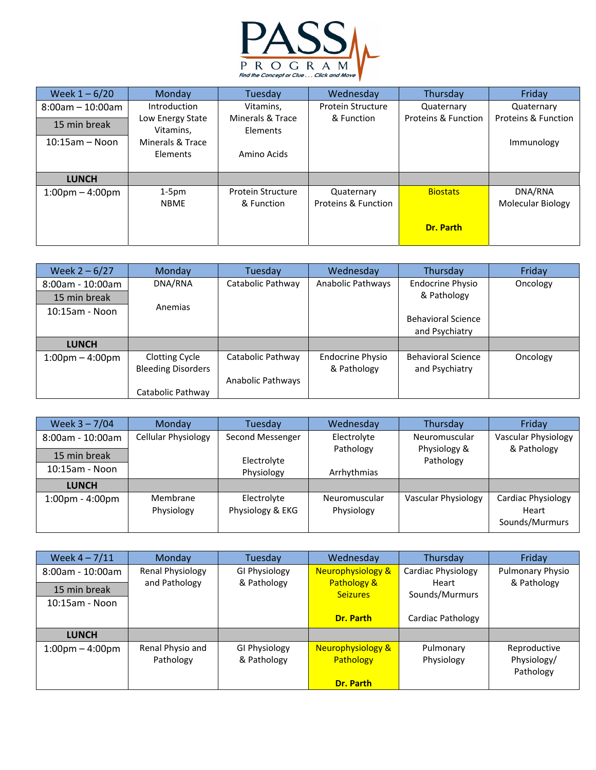# PASS PROGRAM

*Find the Concept or Clue . . . Click and Move*

| Week 1 – 6/20 | Monday | Tuesday | Wednesday | Thursday | Friday |
|---|---|---|---|---|---|
| 8:00am – 10:00am / 15 min break / 10:15am – Noon | Introduction<br>Low Energy State<br>Vitamins, Minerals & Trace Elements | Vitamins, Minerals & Trace Elements<br><br>Amino Acids | Protein Structure & Function | Quaternary Proteins & Function | Quaternary Proteins & Function<br><br>Immunology |
| **LUNCH** | | | | | |
| 1:00pm – 4:00pm | 1-5pm<br>NBME | Protein Structure & Function | Quaternary Proteins & Function | Biostats<br><br>**Dr. Parth** | DNA/RNA<br>Molecular Biology |

| Week 2 – 6/27 | Monday | Tuesday | Wednesday | Thursday | Friday |
|---|---|---|---|---|---|
| 8:00am - 10:00am / 15 min break / 10:15am - Noon | DNA/RNA<br><br>Anemias | Catabolic Pathway | Anabolic Pathways | Endocrine Physio & Pathology<br><br>Behavioral Science and Psychiatry | Oncology |
| **LUNCH** | | | | | |
| 1:00pm – 4:00pm | Clotting Cycle<br>Bleeding Disorders<br><br>Catabolic Pathway | Catabolic Pathway<br><br>Anabolic Pathways | Endocrine Physio & Pathology | Behavioral Science and Psychiatry | Oncology |

| Week 3 – 7/04 | Monday | Tuesday | Wednesday | Thursday | Friday |
|---|---|---|---|---|---|
| 8:00am - 10:00am / 15 min break / 10:15am - Noon | Cellular Physiology | Second Messenger<br><br>Electrolyte Physiology | Electrolyte Pathology<br><br>Arrhythmias | Neuromuscular Physiology & Pathology | Vascular Physiology & Pathology |
| **LUNCH** | | | | | |
| 1:00pm - 4:00pm | Membrane Physiology | Electrolyte Physiology & EKG | Neuromuscular Physiology | Vascular Physiology | Cardiac Physiology Heart Sounds/Murmurs |

| Week 4 – 7/11 | Monday | Tuesday | Wednesday | Thursday | Friday |
|---|---|---|---|---|---|
| 8:00am - 10:00am / 15 min break / 10:15am - Noon | Renal Physiology and Pathology | GI Physiology & Pathology | Neurophysiology & Pathology & Seizures<br><br>**Dr. Parth** | Cardiac Physiology Heart Sounds/Murmurs<br><br>Cardiac Pathology | Pulmonary Physio & Pathology |
| **LUNCH** | | | | | |
| 1:00pm – 4:00pm | Renal Physio and Pathology | GI Physiology & Pathology | Neurophysiology & Pathology<br><br>**Dr. Parth** | Pulmonary Physiology | Reproductive Physiology/ Pathology |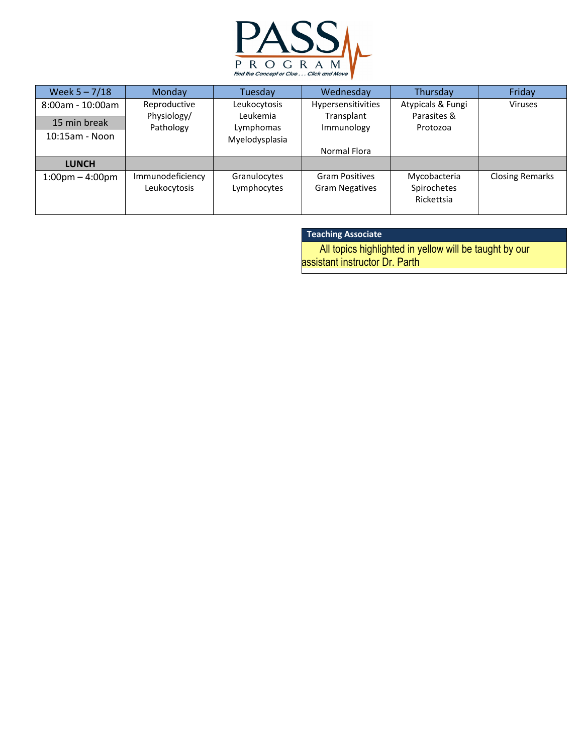PASS PROGRAM

*Find the Concept or Clue . . . Click and Move*

| Week 5 – 7/18 | Monday | Tuesday | Wednesday | Thursday | Friday |
|---|---|---|---|---|---|
| 8:00am - 10:00am<br>15 min break<br>10:15am - Noon | Reproductive Physiology/ Pathology | Leukocytosis<br>Leukemia<br>Lymphomas<br>Myelodysplasia | Hypersensitivities<br>Transplant Immunology<br><br>Normal Flora | Atypicals & Fungi<br>Parasites & Protozoa | Viruses |
| **LUNCH** | | | | | |
| 1:00pm – 4:00pm | Immunodeficiency<br>Leukocytosis | Granulocytes<br>Lymphocytes | Gram Positives<br>Gram Negatives | Mycobacteria<br>Spirochetes<br>Rickettsia | Closing Remarks |

| **Teaching Associate** |
|---|
| All topics highlighted in yellow will be taught by our assistant instructor Dr. Parth |